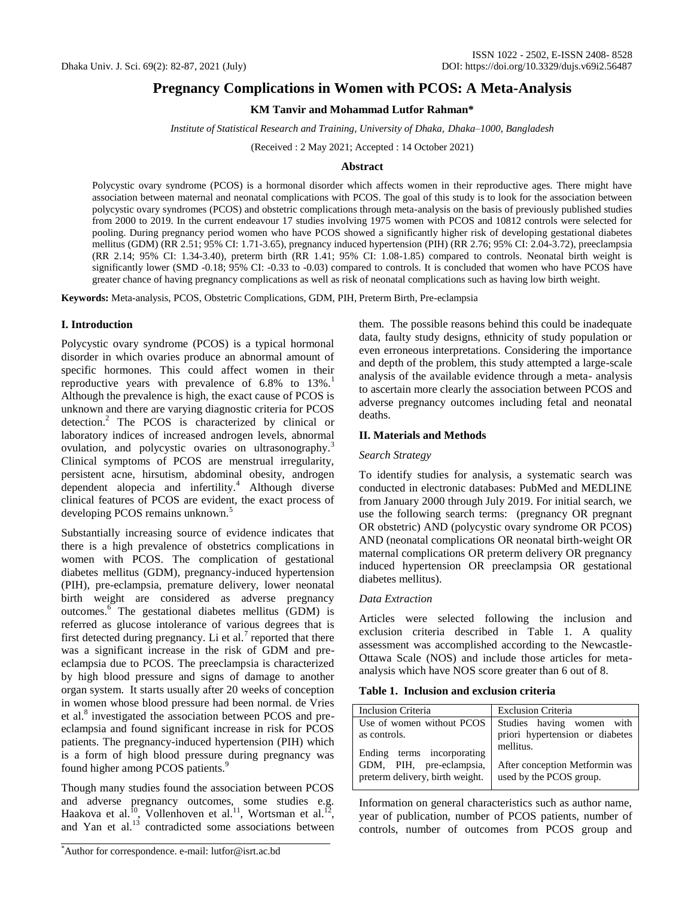# Pregnancy Complications in Women with PCOS: A Meta-Analysis

**KM Tanvir and Mohammad Lutfor Rahman***

*Institute of Statistical Research and Training, University of Dhaka, Dhaka–1000, Bangladesh*

(Received : 2 May 2021; Accepted : 14 October 2021)

## Abstract

Polycystic ovary syndrome (PCOS) is a hormonal disorder which affects women in their reproductive ages. There might have association between maternal and neonatal complications with PCOS. The goal of this study is to look for the association between polycystic ovary syndromes (PCOS) and obstetric complications through meta-analysis on the basis of previously published studies from 2000 to 2019. In the current endeavour 17 studies involving 1975 women with PCOS and 10812 controls were selected for pooling. During pregnancy period women who have PCOS showed a significantly higher risk of developing gestational diabetes mellitus (GDM) (RR 2.51; 95% CI: 1.71-3.65), pregnancy induced hypertension (PIH) (RR 2.76; 95% CI: 2.04-3.72), preeclampsia (RR 2.14; 95% CI: 1.34-3.40), preterm birth (RR 1.41; 95% CI: 1.08-1.85) compared to controls. Neonatal birth weight is significantly lower (SMD -0.18; 95% CI: -0.33 to -0.03) compared to controls. It is concluded that women who have PCOS have greater chance of having pregnancy complications as well as risk of neonatal complications such as having low birth weight.

**Keywords:** Meta-analysis, PCOS, Obstetric Complications, GDM, PIH, Preterm Birth, Pre-eclampsia

## I. Introduction

Polycystic ovary syndrome (PCOS) is a typical hormonal disorder in which ovaries produce an abnormal amount of specific hormones. This could affect women in their reproductive years with prevalence of 6.8% to 13%.[1] Although the prevalence is high, the exact cause of PCOS is unknown and there are varying diagnostic criteria for PCOS detection.[2] The PCOS is characterized by clinical or laboratory indices of increased androgen levels, abnormal ovulation, and polycystic ovaries on ultrasonography.[3] Clinical symptoms of PCOS are menstrual irregularity, persistent acne, hirsutism, abdominal obesity, androgen dependent alopecia and infertility.[4] Although diverse clinical features of PCOS are evident, the exact process of developing PCOS remains unknown.[5]

Substantially increasing source of evidence indicates that there is a high prevalence of obstetrics complications in women with PCOS. The complication of gestational diabetes mellitus (GDM), pregnancy-induced hypertension (PIH), pre-eclampsia, premature delivery, lower neonatal birth weight are considered as adverse pregnancy outcomes.[6] The gestational diabetes mellitus (GDM) is referred as glucose intolerance of various degrees that is first detected during pregnancy. Li et al.[7] reported that there was a significant increase in the risk of GDM and pre-eclampsia due to PCOS. The preeclampsia is characterized by high blood pressure and signs of damage to another organ system. It starts usually after 20 weeks of conception in women whose blood pressure had been normal. de Vries et al.[8] investigated the association between PCOS and pre-eclampsia and found significant increase in risk for PCOS patients. The pregnancy-induced hypertension (PIH) which is a form of high blood pressure during pregnancy was found higher among PCOS patients.[9]

Though many studies found the association between PCOS and adverse pregnancy outcomes, some studies e.g. Haakova et al.[10], Vollenhoven et al.[11], Wortsman et al.[12], and Yan et al.[13] contradicted some associations between them. The possible reasons behind this could be inadequate data, faulty study designs, ethnicity of study population or even erroneous interpretations. Considering the importance and depth of the problem, this study attempted a large-scale analysis of the available evidence through a meta- analysis to ascertain more clearly the association between PCOS and adverse pregnancy outcomes including fetal and neonatal deaths.

## II. Materials and Methods

### *Search Strategy*

To identify studies for analysis, a systematic search was conducted in electronic databases: PubMed and MEDLINE from January 2000 through July 2019. For initial search, we use the following search terms: (pregnancy OR pregnant OR obstetric) AND (polycystic ovary syndrome OR PCOS) AND (neonatal complications OR neonatal birth-weight OR maternal complications OR preterm delivery OR pregnancy induced hypertension OR preeclampsia OR gestational diabetes mellitus).

### *Data Extraction*

Articles were selected following the inclusion and exclusion criteria described in Table 1. A quality assessment was accomplished according to the Newcastle-Ottawa Scale (NOS) and include those articles for meta-analysis which have NOS score greater than 6 out of 8.

**Table 1. Inclusion and exclusion criteria**

| Inclusion Criteria | Exclusion Criteria |
|---|---|
| Use of women without PCOS as controls. | Studies having women with priori hypertension or diabetes mellitus. |
| Ending terms incorporating GDM, PIH, pre-eclampsia, preterm delivery, birth weight. | After conception Metformin was used by the PCOS group. |

Information on general characteristics such as author name, year of publication, number of PCOS patients, number of controls, number of outcomes from PCOS group and

*Author for correspondence. e-mail: lutfor@isrt.ac.bd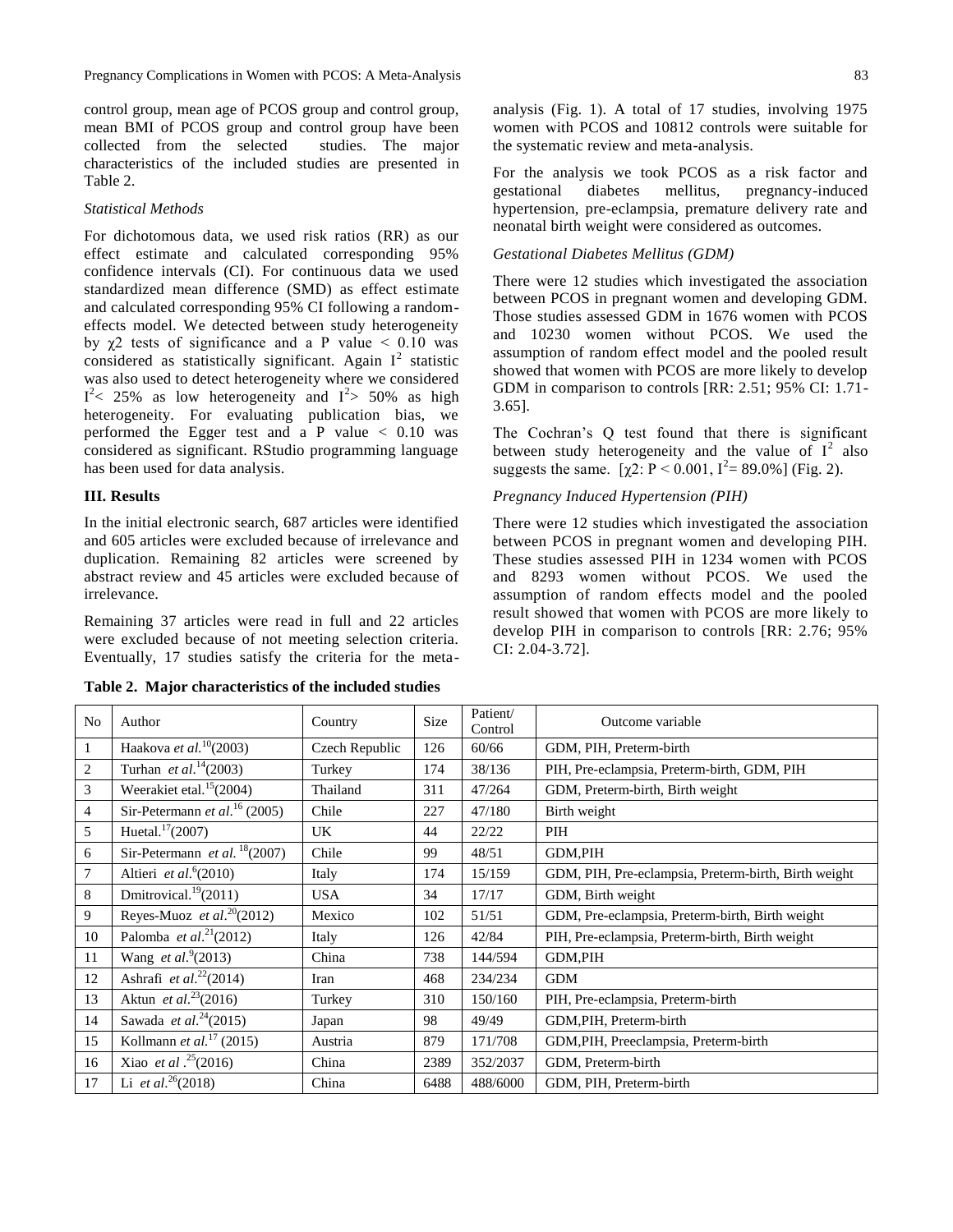control group, mean age of PCOS group and control group, mean BMI of PCOS group and control group have been collected from the selected studies. The major characteristics of the included studies are presented in Table 2.

*Statistical Methods*

For dichotomous data, we used risk ratios (RR) as our effect estimate and calculated corresponding 95% confidence intervals (CI). For continuous data we used standardized mean difference (SMD) as effect estimate and calculated corresponding 95% CI following a random-effects model. We detected between study heterogeneity by $\chi 2$ tests of significance and a P value $< 0.10$ was considered as statistically significant. Again $I^2$ statistic was also used to detect heterogeneity where we considered $I^2 < 25\%$ as low heterogeneity and $I^2 > 50\%$ as high heterogeneity. For evaluating publication bias, we performed the Egger test and a P value $< 0.10$ was considered as significant. RStudio programming language has been used for data analysis.

## III. Results

In the initial electronic search, 687 articles were identified and 605 articles were excluded because of irrelevance and duplication. Remaining 82 articles were screened by abstract review and 45 articles were excluded because of irrelevance.

Remaining 37 articles were read in full and 22 articles were excluded because of not meeting selection criteria. Eventually, 17 studies satisfy the criteria for the meta-analysis (Fig. 1). A total of 17 studies, involving 1975 women with PCOS and 10812 controls were suitable for the systematic review and meta-analysis.

For the analysis we took PCOS as a risk factor and gestational diabetes mellitus, pregnancy-induced hypertension, pre-eclampsia, premature delivery rate and neonatal birth weight were considered as outcomes.

*Gestational Diabetes Mellitus (GDM)*

There were 12 studies which investigated the association between PCOS in pregnant women and developing GDM. Those studies assessed GDM in 1676 women with PCOS and 10230 women without PCOS. We used the assumption of random effect model and the pooled result showed that women with PCOS are more likely to develop GDM in comparison to controls [RR: 2.51; 95% CI: 1.71-3.65].

The Cochran's Q test found that there is significant between study heterogeneity and the value of $I^2$ also suggests the same. [$\chi 2$: P < 0.001, $I^2$= 89.0%] (Fig. 2).

*Pregnancy Induced Hypertension (PIH)*

There were 12 studies which investigated the association between PCOS in pregnant women and developing PIH. These studies assessed PIH in 1234 women with PCOS and 8293 women without PCOS. We used the assumption of random effects model and the pooled result showed that women with PCOS are more likely to develop PIH in comparison to controls [RR: 2.76; 95% CI: 2.04-3.72].

**Table 2. Major characteristics of the included studies**

| No | Author | Country | Size | Patient/ Control | Outcome variable |
|---|---|---|---|---|---|
| 1 | Haakova *et al.*[10](2003) | Czech Republic | 126 | 60/66 | GDM, PIH, Preterm-birth |
| 2 | Turhan *et al.*[14](2003) | Turkey | 174 | 38/136 | PIH, Pre-eclampsia, Preterm-birth, GDM, PIH |
| 3 | Weerakiet etal.[15](2004) | Thailand | 311 | 47/264 | GDM, Preterm-birth, Birth weight |
| 4 | Sir-Petermann *et al.*[16] (2005) | Chile | 227 | 47/180 | Birth weight |
| 5 | Huetal.[17](2007) | UK | 44 | 22/22 | PIH |
| 6 | Sir-Petermann *et al.* [18](2007) | Chile | 99 | 48/51 | GDM,PIH |
| 7 | Altieri *et al.*[6](2010) | Italy | 174 | 15/159 | GDM, PIH, Pre-eclampsia, Preterm-birth, Birth weight |
| 8 | Dmitrovical.[19](2011) | USA | 34 | 17/17 | GDM, Birth weight |
| 9 | Reyes-Muoz *et al.*[20](2012) | Mexico | 102 | 51/51 | GDM, Pre-eclampsia, Preterm-birth, Birth weight |
| 10 | Palomba *et al.*[21](2012) | Italy | 126 | 42/84 | PIH, Pre-eclampsia, Preterm-birth, Birth weight |
| 11 | Wang *et al.*[9](2013) | China | 738 | 144/594 | GDM,PIH |
| 12 | Ashrafi *et al.*[22](2014) | Iran | 468 | 234/234 | GDM |
| 13 | Aktun *et al.*[23](2016) | Turkey | 310 | 150/160 | PIH, Pre-eclampsia, Preterm-birth |
| 14 | Sawada *et al.*[24](2015) | Japan | 98 | 49/49 | GDM,PIH, Preterm-birth |
| 15 | Kollmann *et al.*[17] (2015) | Austria | 879 | 171/708 | GDM,PIH, Preeclampsia, Preterm-birth |
| 16 | Xiao *et al* .[25](2016) | China | 2389 | 352/2037 | GDM, Preterm-birth |
| 17 | Li *et al.*[26](2018) | China | 6488 | 488/6000 | GDM, PIH, Preterm-birth |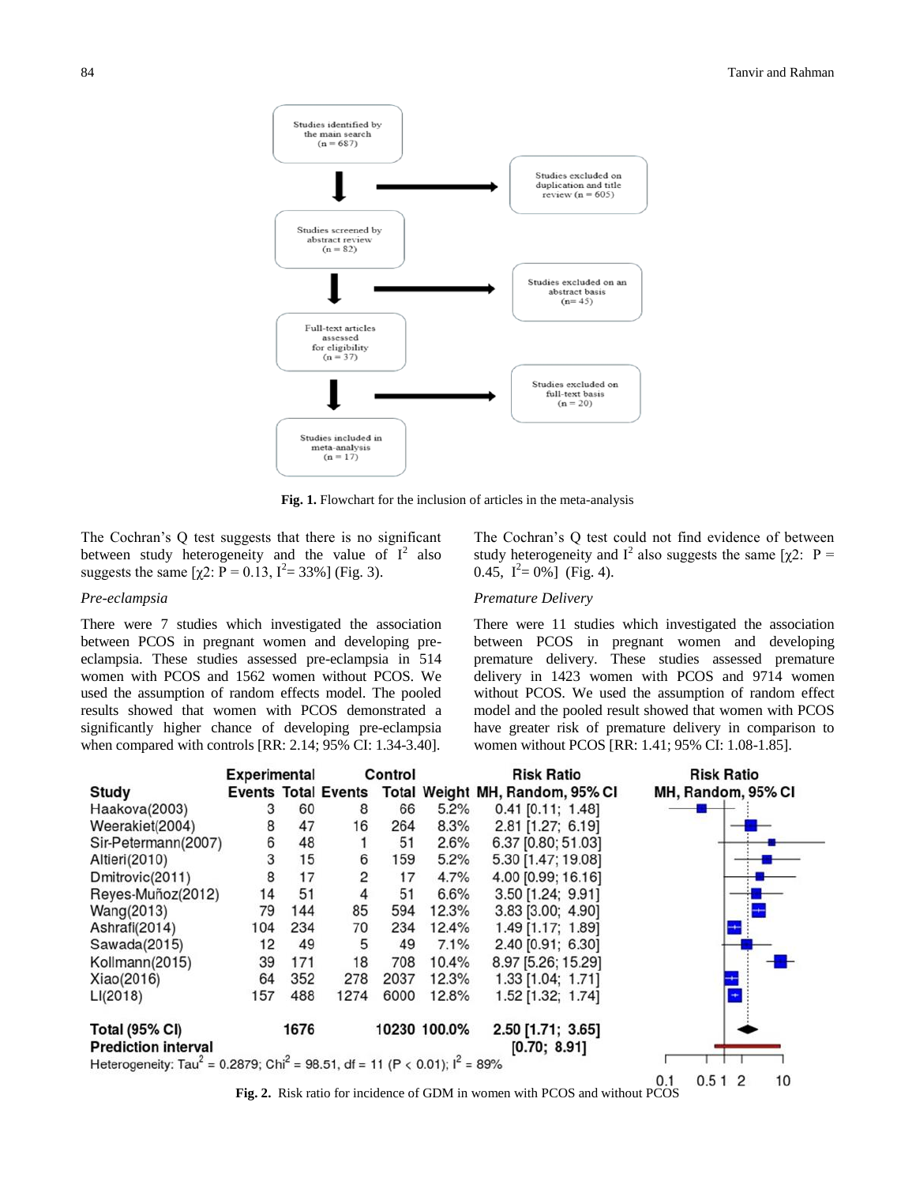Studies identified by the main search (n = 687)

Studies excluded on duplication and title review (n = 605)

Studies screened by abstract review (n = 82)

Studies excluded on an abstract basis (n= 45)

Full-text articles assessed for eligibility (n = 37)

Studies excluded on full-text basis (n = 20)

Studies included in meta-analysis (n = 17)

**Fig. 1.** Flowchart for the inclusion of articles in the meta-analysis

The Cochran's Q test suggests that there is no significant between study heterogeneity and the value of $I^2$ also suggests the same [$\chi 2$: P = 0.13, $I^2$= 33%] (Fig. 3).

*Pre-eclampsia*

There were 7 studies which investigated the association between PCOS in pregnant women and developing pre-eclampsia. These studies assessed pre-eclampsia in 514 women with PCOS and 1562 women without PCOS. We used the assumption of random effects model. The pooled results showed that women with PCOS demonstrated a significantly higher chance of developing pre-eclampsia when compared with controls [RR: 2.14; 95% CI: 1.34-3.40].

The Cochran's Q test could not find evidence of between study heterogeneity and $I^2$ also suggests the same [$\chi 2$: P = 0.45, $I^2$= 0%] (Fig. 4).

*Premature Delivery*

There were 11 studies which investigated the association between PCOS in pregnant women and developing premature delivery. These studies assessed premature delivery in 1423 women with PCOS and 9714 women without PCOS. We used the assumption of random effect model and the pooled result showed that women with PCOS have greater risk of premature delivery in comparison to women without PCOS [RR: 1.41; 95% CI: 1.08-1.85].

| Study | Experimental Events | Experimental Total | Control Events | Control Total | Weight | Risk Ratio MH, Random, 95% CI |
|---|---|---|---|---|---|---|
| Haakova(2003) | 3 | 60 | 8 | 66 | 5.2% | 0.41 [0.11; 1.48] |
| Weerakiet(2004) | 8 | 47 | 16 | 264 | 8.3% | 2.81 [1.27; 6.19] |
| Sir-Petermann(2007) | 6 | 48 | 1 | 51 | 2.6% | 6.37 [0.80; 51.03] |
| Altieri(2010) | 3 | 15 | 6 | 159 | 5.2% | 5.30 [1.47; 19.08] |
| Dmitrovic(2011) | 8 | 17 | 2 | 17 | 4.7% | 4.00 [0.99; 16.16] |
| Reyes-Muñoz(2012) | 14 | 51 | 4 | 51 | 6.6% | 3.50 [1.24; 9.91] |
| Wang(2013) | 79 | 144 | 85 | 594 | 12.3% | 3.83 [3.00; 4.90] |
| Ashrafi(2014) | 104 | 234 | 70 | 234 | 12.4% | 1.49 [1.17; 1.89] |
| Sawada(2015) | 12 | 49 | 5 | 49 | 7.1% | 2.40 [0.91; 6.30] |
| Kollmann(2015) | 39 | 171 | 18 | 708 | 10.4% | 8.97 [5.26; 15.29] |
| Xiao(2016) | 64 | 352 | 278 | 2037 | 12.3% | 1.33 [1.04; 1.71] |
| LI(2018) | 157 | 488 | 1274 | 6000 | 12.8% | 1.52 [1.32; 1.74] |
| **Total (95% CI)** | | **1676** | | **10230** | **100.0%** | **2.50 [1.71; 3.65]** |
| **Prediction interval** | | | | | | **[0.70; 8.91]** |

Heterogeneity: $Tau^2$ = 0.2879; $Chi^2$ = 98.51, df = 11 (P < 0.01); $I^2$ = 89%

**Fig. 2.** Risk ratio for incidence of GDM in women with PCOS and without PCOS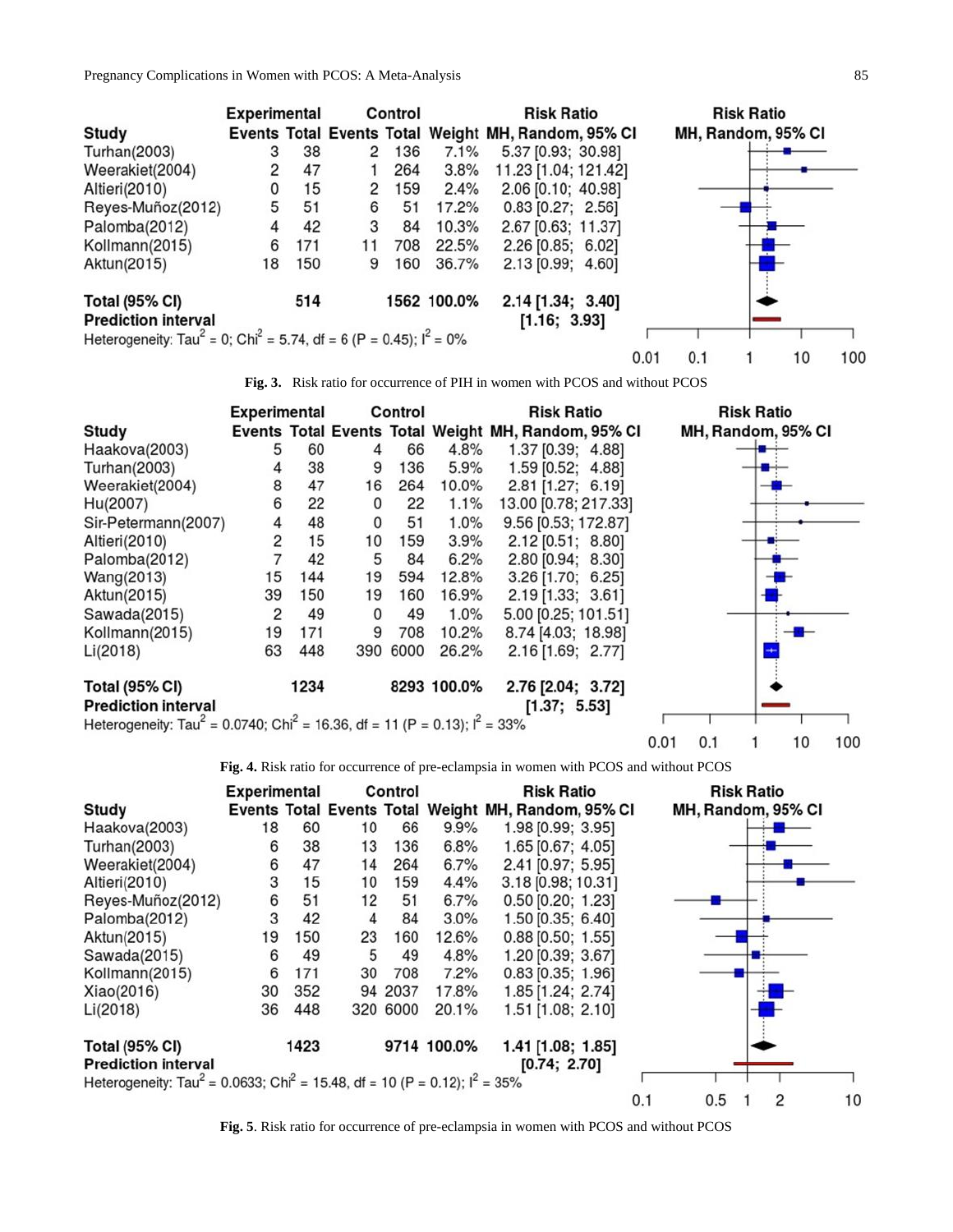| Study | Experimental Events | Experimental Total | Control Events | Control Total | Weight | Risk Ratio MH, Random, 95% CI |
|---|---|---|---|---|---|---|
| Turhan(2003) | 3 | 38 | 2 | 136 | 7.1% | 5.37 [0.93; 30.98] |
| Weerakiet(2004) | 2 | 47 | 1 | 264 | 3.8% | 11.23 [1.04; 121.42] |
| Altieri(2010) | 0 | 15 | 2 | 159 | 2.4% | 2.06 [0.10; 40.98] |
| Reyes-Muñoz(2012) | 5 | 51 | 6 | 51 | 17.2% | 0.83 [0.27; 2.56] |
| Palomba(2012) | 4 | 42 | 3 | 84 | 10.3% | 2.67 [0.63; 11.37] |
| Kollmann(2015) | 6 | 171 | 11 | 708 | 22.5% | 2.26 [0.85; 6.02] |
| Aktun(2015) | 18 | 150 | 9 | 160 | 36.7% | 2.13 [0.99; 4.60] |
| **Total (95% CI)** | | 514 | | 1562 | 100.0% | 2.14 [1.34; 3.40] |
| **Prediction interval** | | | | | | [1.16; 3.93] |

Heterogeneity: $Tau^2 = 0$; $Chi^2 = 5.74$, df = 6 ($P = 0.45$); $I^2 = 0\%$

**Fig. 3.** Risk ratio for occurrence of PIH in women with PCOS and without PCOS

| Study | Experimental Events | Experimental Total | Control Events | Control Total | Weight | Risk Ratio MH, Random, 95% CI |
|---|---|---|---|---|---|---|
| Haakova(2003) | 5 | 60 | 4 | 66 | 4.8% | 1.37 [0.39; 4.88] |
| Turhan(2003) | 4 | 38 | 9 | 136 | 5.9% | 1.59 [0.52; 4.88] |
| Weerakiet(2004) | 8 | 47 | 16 | 264 | 10.0% | 2.81 [1.27; 6.19] |
| Hu(2007) | 6 | 22 | 0 | 22 | 1.1% | 13.00 [0.78; 217.33] |
| Sir-Petermann(2007) | 4 | 48 | 0 | 51 | 1.0% | 9.56 [0.53; 172.87] |
| Altieri(2010) | 2 | 15 | 10 | 159 | 3.9% | 2.12 [0.51; 8.80] |
| Palomba(2012) | 7 | 42 | 5 | 84 | 6.2% | 2.80 [0.94; 8.30] |
| Wang(2013) | 15 | 144 | 19 | 594 | 12.8% | 3.26 [1.70; 6.25] |
| Aktun(2015) | 39 | 150 | 19 | 160 | 16.9% | 2.19 [1.33; 3.61] |
| Sawada(2015) | 2 | 49 | 0 | 49 | 1.0% | 5.00 [0.25; 101.51] |
| Kollmann(2015) | 19 | 171 | 9 | 708 | 10.2% | 8.74 [4.03; 18.98] |
| Li(2018) | 63 | 448 | 390 | 6000 | 26.2% | 2.16 [1.69; 2.77] |
| **Total (95% CI)** | | 1234 | | 8293 | 100.0% | 2.76 [2.04; 3.72] |
| **Prediction interval** | | | | | | [1.37; 5.53] |

Heterogeneity: $Tau^2 = 0.0740$; $Chi^2 = 16.36$, df = 11 ($P = 0.13$); $I^2 = 33\%$

**Fig. 4.** Risk ratio for occurrence of pre-eclampsia in women with PCOS and without PCOS

| Study | Experimental Events | Experimental Total | Control Events | Control Total | Weight | Risk Ratio MH, Random, 95% CI |
|---|---|---|---|---|---|---|
| Haakova(2003) | 18 | 60 | 10 | 66 | 9.9% | 1.98 [0.99; 3.95] |
| Turhan(2003) | 6 | 38 | 13 | 136 | 6.8% | 1.65 [0.67; 4.05] |
| Weerakiet(2004) | 6 | 47 | 14 | 264 | 6.7% | 2.41 [0.97; 5.95] |
| Altieri(2010) | 3 | 15 | 10 | 159 | 4.4% | 3.18 [0.98; 10.31] |
| Reyes-Muñoz(2012) | 6 | 51 | 12 | 51 | 6.7% | 0.50 [0.20; 1.23] |
| Palomba(2012) | 3 | 42 | 4 | 84 | 3.0% | 1.50 [0.35; 6.40] |
| Aktun(2015) | 19 | 150 | 23 | 160 | 12.6% | 0.88 [0.50; 1.55] |
| Sawada(2015) | 6 | 49 | 5 | 49 | 4.8% | 1.20 [0.39; 3.67] |
| Kollmann(2015) | 6 | 171 | 30 | 708 | 7.2% | 0.83 [0.35; 1.96] |
| Xiao(2016) | 30 | 352 | 94 | 2037 | 17.8% | 1.85 [1.24; 2.74] |
| Li(2018) | 36 | 448 | 320 | 6000 | 20.1% | 1.51 [1.08; 2.10] |
| **Total (95% CI)** | | 1423 | | 9714 | 100.0% | 1.41 [1.08; 1.85] |
| **Prediction interval** | | | | | | [0.74; 2.70] |

Heterogeneity: $Tau^2 = 0.0633$; $Chi^2 = 15.48$, df = 10 ($P = 0.12$); $I^2 = 35\%$

**Fig. 5**. Risk ratio for occurrence of pre-eclampsia in women with PCOS and without PCOS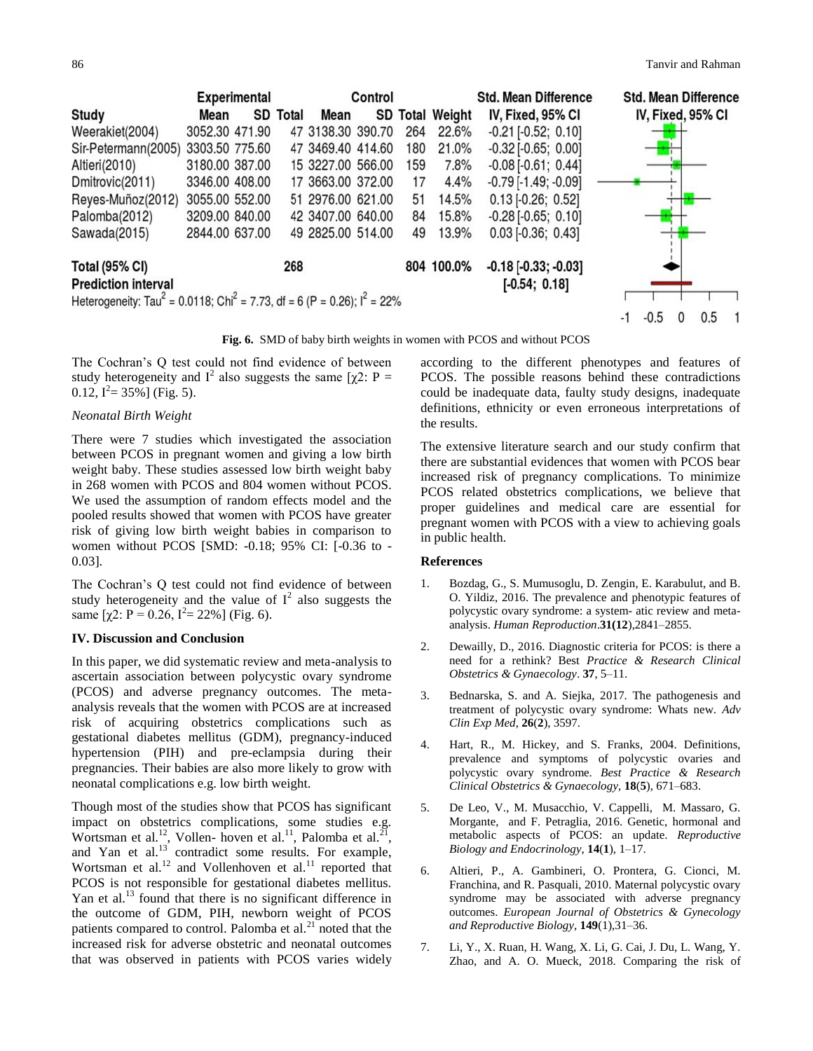| Study | Experimental Mean | SD | Total | Control Mean | SD | Total | Weight | Std. Mean Difference IV, Fixed, 95% CI |
|---|---|---|---|---|---|---|---|---|
| Weerakiet(2004) | 3052.30 | 471.90 | 47 | 3138.30 | 390.70 | 264 | 22.6% | -0.21 [-0.52; 0.10] |
| Sir-Petermann(2005) | 3303.50 | 775.60 | 47 | 3469.40 | 414.60 | 180 | 21.0% | -0.32 [-0.65; 0.00] |
| Altieri(2010) | 3180.00 | 387.00 | 15 | 3227.00 | 566.00 | 159 | 7.8% | -0.08 [-0.61; 0.44] |
| Dmitrovic(2011) | 3346.00 | 408.00 | 17 | 3663.00 | 372.00 | 17 | 4.4% | -0.79 [-1.49; -0.09] |
| Reyes-Muñoz(2012) | 3055.00 | 552.00 | 51 | 2976.00 | 621.00 | 51 | 14.5% | 0.13 [-0.26; 0.52] |
| Palomba(2012) | 3209.00 | 840.00 | 42 | 3407.00 | 640.00 | 84 | 15.8% | -0.28 [-0.65; 0.10] |
| Sawada(2015) | 2844.00 | 637.00 | 49 | 2825.00 | 514.00 | 49 | 13.9% | 0.03 [-0.36; 0.43] |
| **Total (95% CI)** | | | 268 | | | 804 | 100.0% | -0.18 [-0.33; -0.03] |
| **Prediction interval** | | | | | | | | [-0.54; 0.18] |

Heterogeneity: $Tau^2 = 0.0118$; $Chi^2 = 7.73$, df = 6 (P = 0.26); $I^2 = 22\%$

**Fig. 6.** SMD of baby birth weights in women with PCOS and without PCOS

The Cochran's Q test could not find evidence of between study heterogeneity and $I^2$ also suggests the same [$\chi 2$: P = 0.12, $I^2$= 35%] (Fig. 5).

*Neonatal Birth Weight*

There were 7 studies which investigated the association between PCOS in pregnant women and giving a low birth weight baby. These studies assessed low birth weight baby in 268 women with PCOS and 804 women without PCOS. We used the assumption of random effects model and the pooled results showed that women with PCOS have greater risk of giving low birth weight babies in comparison to women without PCOS [SMD: -0.18; 95% CI: [-0.36 to -0.03].

The Cochran's Q test could not find evidence of between study heterogeneity and the value of $I^2$ also suggests the same [$\chi 2$: P = 0.26, $I^2$= 22%] (Fig. 6).

### IV. Discussion and Conclusion

In this paper, we did systematic review and meta-analysis to ascertain association between polycystic ovary syndrome (PCOS) and adverse pregnancy outcomes. The meta-analysis reveals that the women with PCOS are at increased risk of acquiring obstetrics complications such as gestational diabetes mellitus (GDM), pregnancy-induced hypertension (PIH) and pre-eclampsia during their pregnancies. Their babies are also more likely to grow with neonatal complications e.g. low birth weight.

Though most of the studies show that PCOS has significant impact on obstetrics complications, some studies e.g. Wortsman et al.[12], Vollen- hoven et al.[11], Palomba et al.[21], and Yan et al.[13] contradict some results. For example, Wortsman et al.[12] and Vollenhoven et al.[11] reported that PCOS is not responsible for gestational diabetes mellitus. Yan et al.[13] found that there is no significant difference in the outcome of GDM, PIH, newborn weight of PCOS patients compared to control. Palomba et al.[21] noted that the increased risk for adverse obstetric and neonatal outcomes that was observed in patients with PCOS varies widely according to the different phenotypes and features of PCOS. The possible reasons behind these contradictions could be inadequate data, faulty study designs, inadequate definitions, ethnicity or even erroneous interpretations of the results.

The extensive literature search and our study confirm that there are substantial evidences that women with PCOS bear increased risk of pregnancy complications. To minimize PCOS related obstetrics complications, we believe that proper guidelines and medical care are essential for pregnant women with PCOS with a view to achieving goals in public health.

### References

1. Bozdag, G., S. Mumusoglu, D. Zengin, E. Karabulut, and B. O. Yildiz, 2016. The prevalence and phenotypic features of polycystic ovary syndrome: a system- atic review and meta-analysis. *Human Reproduction*.**31(12**),2841–2855.
2. Dewailly, D., 2016. Diagnostic criteria for PCOS: is there a need for a rethink? Best *Practice & Research Clinical Obstetrics & Gynaecology*. **37**, 5–11.
3. Bednarska, S. and A. Siejka, 2017. The pathogenesis and treatment of polycystic ovary syndrome: Whats new. *Adv Clin Exp Med*, **26**(**2**), 3597.
4. Hart, R., M. Hickey, and S. Franks, 2004. Definitions, prevalence and symptoms of polycystic ovaries and polycystic ovary syndrome. *Best Practice & Research Clinical Obstetrics & Gynaecology*, **18**(**5**), 671–683.
5. De Leo, V., M. Musacchio, V. Cappelli, M. Massaro, G. Morgante, and F. Petraglia, 2016. Genetic, hormonal and metabolic aspects of PCOS: an update. *Reproductive Biology and Endocrinology*, **14**(**1**), 1–17.
6. Altieri, P., A. Gambineri, O. Prontera, G. Cionci, M. Franchina, and R. Pasquali, 2010. Maternal polycystic ovary syndrome may be associated with adverse pregnancy outcomes. *European Journal of Obstetrics & Gynecology and Reproductive Biology*, **149**(1),31–36.
7. Li, Y., X. Ruan, H. Wang, X. Li, G. Cai, J. Du, L. Wang, Y. Zhao, and A. O. Mueck, 2018. Comparing the risk of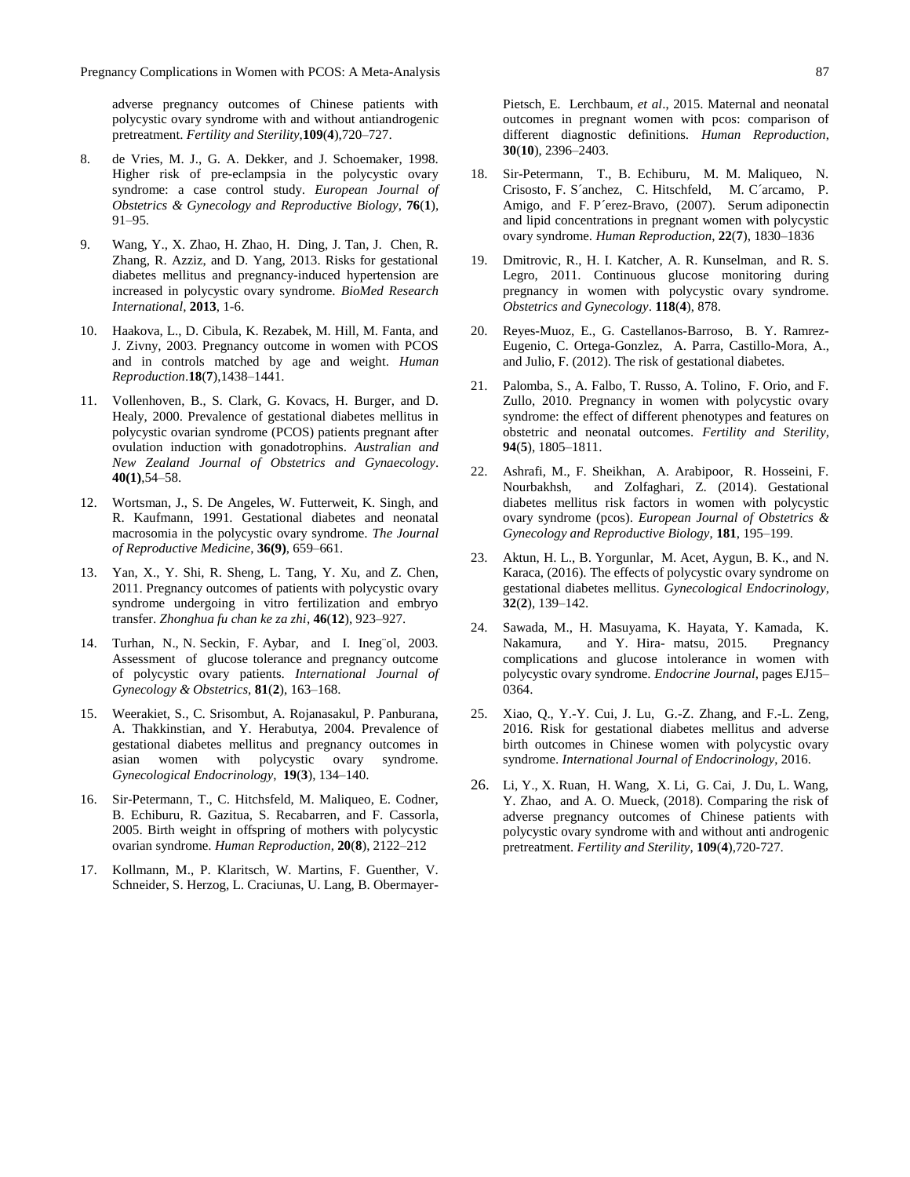adverse pregnancy outcomes of Chinese patients with polycystic ovary syndrome with and without antiandrogenic pretreatment. *Fertility and Sterility*,**109**(**4**),720–727.

8. de Vries, M. J., G. A. Dekker, and J. Schoemaker, 1998. Higher risk of pre-eclampsia in the polycystic ovary syndrome: a case control study. *European Journal of Obstetrics & Gynecology and Reproductive Biology*, **76**(**1**), 91–95.

9. Wang, Y., X. Zhao, H. Zhao, H. Ding, J. Tan, J. Chen, R. Zhang, R. Azziz, and D. Yang, 2013. Risks for gestational diabetes mellitus and pregnancy-induced hypertension are increased in polycystic ovary syndrome. *BioMed Research International*, **2013**, 1-6.

10. Haakova, L., D. Cibula, K. Rezabek, M. Hill, M. Fanta, and J. Zivny, 2003. Pregnancy outcome in women with PCOS and in controls matched by age and weight. *Human Reproduction*.**18**(**7**),1438–1441.

11. Vollenhoven, B., S. Clark, G. Kovacs, H. Burger, and D. Healy, 2000. Prevalence of gestational diabetes mellitus in polycystic ovarian syndrome (PCOS) patients pregnant after ovulation induction with gonadotrophins. *Australian and New Zealand Journal of Obstetrics and Gynaecology*. **40(1)**,54–58.

12. Wortsman, J., S. De Angeles, W. Futterweit, K. Singh, and R. Kaufmann, 1991. Gestational diabetes and neonatal macrosomia in the polycystic ovary syndrome. *The Journal of Reproductive Medicine*, **36(9)**, 659–661.

13. Yan, X., Y. Shi, R. Sheng, L. Tang, Y. Xu, and Z. Chen, 2011. Pregnancy outcomes of patients with polycystic ovary syndrome undergoing in vitro fertilization and embryo transfer. *Zhonghua fu chan ke za zhi*, **46**(**12**), 923–927.

14. Turhan, N., N. Seckin, F. Aybar, and I. Ineg¨ol, 2003. Assessment of glucose tolerance and pregnancy outcome of polycystic ovary patients. *International Journal of Gynecology & Obstetrics*, **81**(**2**), 163–168.

15. Weerakiet, S., C. Srisombut, A. Rojanasakul, P. Panburana, A. Thakkinstian, and Y. Herabutya, 2004. Prevalence of gestational diabetes mellitus and pregnancy outcomes in asian women with polycystic ovary syndrome. *Gynecological Endocrinology*, **19**(**3**), 134–140.

16. Sir-Petermann, T., C. Hitchsfeld, M. Maliqueo, E. Codner, B. Echiburu, R. Gazitua, S. Recabarren, and F. Cassorla, 2005. Birth weight in offspring of mothers with polycystic ovarian syndrome. *Human Reproduction*, **20**(**8**), 2122–212

17. Kollmann, M., P. Klaritsch, W. Martins, F. Guenther, V. Schneider, S. Herzog, L. Craciunas, U. Lang, B. Obermayer-Pietsch, E. Lerchbaum, *et al*., 2015. Maternal and neonatal outcomes in pregnant women with pcos: comparison of different diagnostic definitions. *Human Reproduction*, **30**(**10**), 2396–2403.

18. Sir-Petermann, T., B. Echiburu, M. M. Maliqueo, N. Crisosto, F. S´anchez, C. Hitschfeld, M. C´arcamo, P. Amigo, and F. P´erez-Bravo, (2007). Serum adiponectin and lipid concentrations in pregnant women with polycystic ovary syndrome. *Human Reproduction*, **22**(**7**), 1830–1836

19. Dmitrovic, R., H. I. Katcher, A. R. Kunselman, and R. S. Legro, 2011. Continuous glucose monitoring during pregnancy in women with polycystic ovary syndrome. *Obstetrics and Gynecology*. **118**(**4**), 878.

20. Reyes-Muoz, E., G. Castellanos-Barroso, B. Y. Ramrez-Eugenio, C. Ortega-Gonzlez, A. Parra, Castillo-Mora, A., and Julio, F. (2012). The risk of gestational diabetes.

21. Palomba, S., A. Falbo, T. Russo, A. Tolino, F. Orio, and F. Zullo, 2010. Pregnancy in women with polycystic ovary syndrome: the effect of different phenotypes and features on obstetric and neonatal outcomes. *Fertility and Sterility*, **94**(**5**), 1805–1811.

22. Ashrafi, M., F. Sheikhan, A. Arabipoor, R. Hosseini, F. Nourbakhsh, and Zolfaghari, Z. (2014). Gestational diabetes mellitus risk factors in women with polycystic ovary syndrome (pcos). *European Journal of Obstetrics & Gynecology and Reproductive Biology*, **181**, 195–199.

23. Aktun, H. L., B. Yorgunlar, M. Acet, Aygun, B. K., and N. Karaca, (2016). The effects of polycystic ovary syndrome on gestational diabetes mellitus. *Gynecological Endocrinology*, **32**(**2**), 139–142.

24. Sawada, M., H. Masuyama, K. Hayata, Y. Kamada, K. Nakamura, and Y. Hira- matsu, 2015. Pregnancy complications and glucose intolerance in women with polycystic ovary syndrome. *Endocrine Journal*, pages EJ15–0364.

25. Xiao, Q., Y.-Y. Cui, J. Lu, G.-Z. Zhang, and F.-L. Zeng, 2016. Risk for gestational diabetes mellitus and adverse birth outcomes in Chinese women with polycystic ovary syndrome. *International Journal of Endocrinology*, 2016.

26. Li, Y., X. Ruan, H. Wang, X. Li, G. Cai, J. Du, L. Wang, Y. Zhao, and A. O. Mueck, (2018). Comparing the risk of adverse pregnancy outcomes of Chinese patients with polycystic ovary syndrome with and without anti androgenic pretreatment. *Fertility and Sterility*, **109**(**4**),720-727.